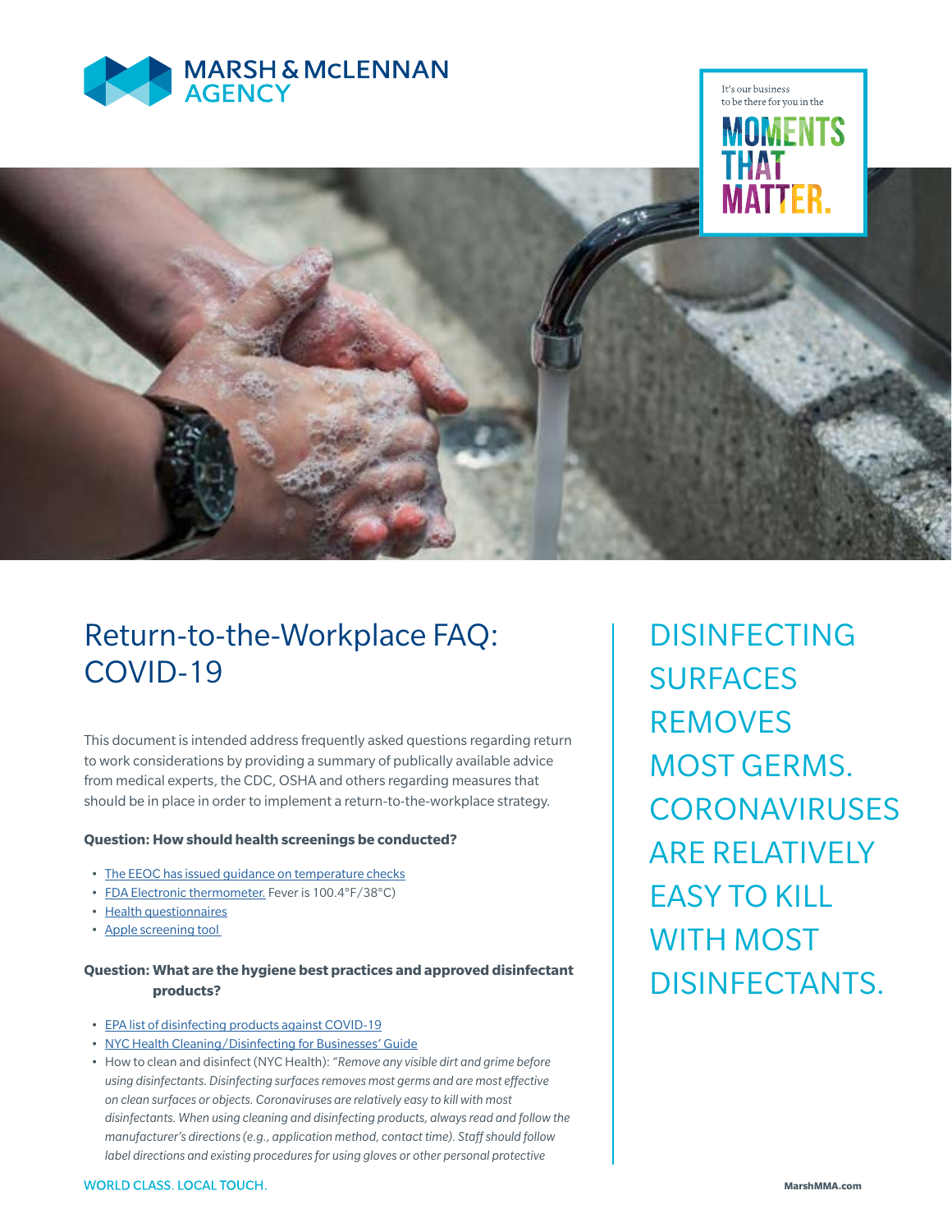MARSH & McLENNAN AGENCY

It's our business to be there for you in the MOMENTS THAT MATTER.

# Return-to-the-Workplace FAQ: COVID-19

This document is intended address frequently asked questions regarding return to work considerations by providing a summary of publically available advice from medical experts, the CDC, OSHA and others regarding measures that should be in place in order to implement a return-to-the-workplace strategy.

**Question: How should health screenings be conducted?**

- The EEOC has issued guidance on temperature checks
- FDA Electronic thermometer. Fever is 100.4°F/38°C)
- Health questionnaires
- Apple screening tool

**Question: What are the hygiene best practices and approved disinfectant products?**

- EPA list of disinfecting products against COVID-19
- NYC Health Cleaning/Disinfecting for Businesses' Guide
- How to clean and disinfect (NYC Health): *"Remove any visible dirt and grime before using disinfectants. Disinfecting surfaces removes most germs and are most effective on clean surfaces or objects. Coronaviruses are relatively easy to kill with most disinfectants. When using cleaning and disinfecting products, always read and follow the manufacturer's directions (e.g., application method, contact time). Staff should follow label directions and existing procedures for using gloves or other personal protective*

DISINFECTING SURFACES REMOVES MOST GERMS. CORONAVIRUSES ARE RELATIVELY EASY TO KILL WITH MOST DISINFECTANTS.

WORLD CLASS. LOCAL TOUCH.

MarshMMA.com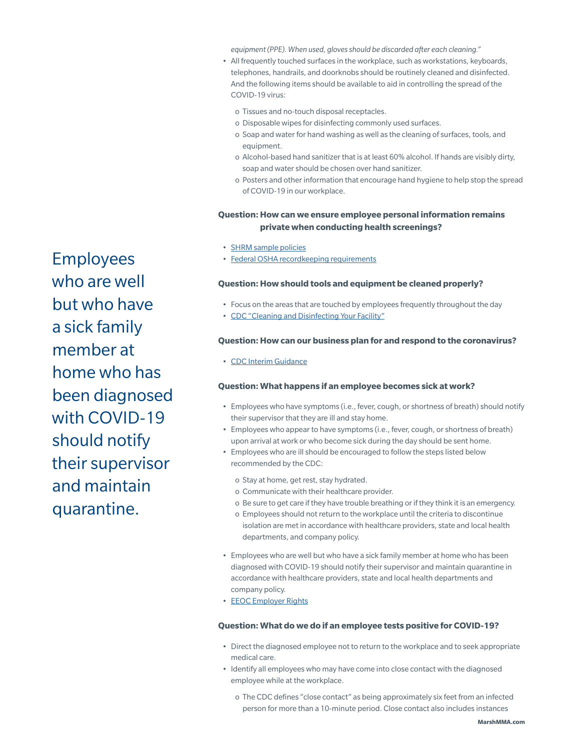*equipment (PPE). When used, gloves should be discarded after each cleaning."*

- All frequently touched surfaces in the workplace, such as workstations, keyboards, telephones, handrails, and doorknobs should be routinely cleaned and disinfected. And the following items should be available to aid in controlling the spread of the COVID-19 virus:
  - Tissues and no-touch disposal receptacles.
  - Disposable wipes for disinfecting commonly used surfaces.
  - Soap and water for hand washing as well as the cleaning of surfaces, tools, and equipment.
  - Alcohol-based hand sanitizer that is at least 60% alcohol. If hands are visibly dirty, soap and water should be chosen over hand sanitizer.
  - Posters and other information that encourage hand hygiene to help stop the spread of COVID-19 in our workplace.

**Question: How can we ensure employee personal information remains private when conducting health screenings?**

- SHRM sample policies
- Federal OSHA recordkeeping requirements

Employees who are well but who have a sick family member at home who has been diagnosed with COVID-19 should notify their supervisor and maintain quarantine.

**Question: How should tools and equipment be cleaned properly?**

- Focus on the areas that are touched by employees frequently throughout the day
- CDC "Cleaning and Disinfecting Your Facility"

**Question: How can our business plan for and respond to the coronavirus?**

- CDC Interim Guidance

**Question: What happens if an employee becomes sick at work?**

- Employees who have symptoms (i.e., fever, cough, or shortness of breath) should notify their supervisor that they are ill and stay home.
- Employees who appear to have symptoms (i.e., fever, cough, or shortness of breath) upon arrival at work or who become sick during the day should be sent home.
- Employees who are ill should be encouraged to follow the steps listed below recommended by the CDC:
  - Stay at home, get rest, stay hydrated.
  - Communicate with their healthcare provider.
  - Be sure to get care if they have trouble breathing or if they think it is an emergency.
  - Employees should not return to the workplace until the criteria to discontinue isolation are met in accordance with healthcare providers, state and local health departments, and company policy.
- Employees who are well but who have a sick family member at home who has been diagnosed with COVID-19 should notify their supervisor and maintain quarantine in accordance with healthcare providers, state and local health departments and company policy.
- EEOC Employer Rights

**Question: What do we do if an employee tests positive for COVID-19?**

- Direct the diagnosed employee not to return to the workplace and to seek appropriate medical care.
- Identify all employees who may have come into close contact with the diagnosed employee while at the workplace.
  - The CDC defines "close contact" as being approximately six feet from an infected person for more than a 10-minute period. Close contact also includes instances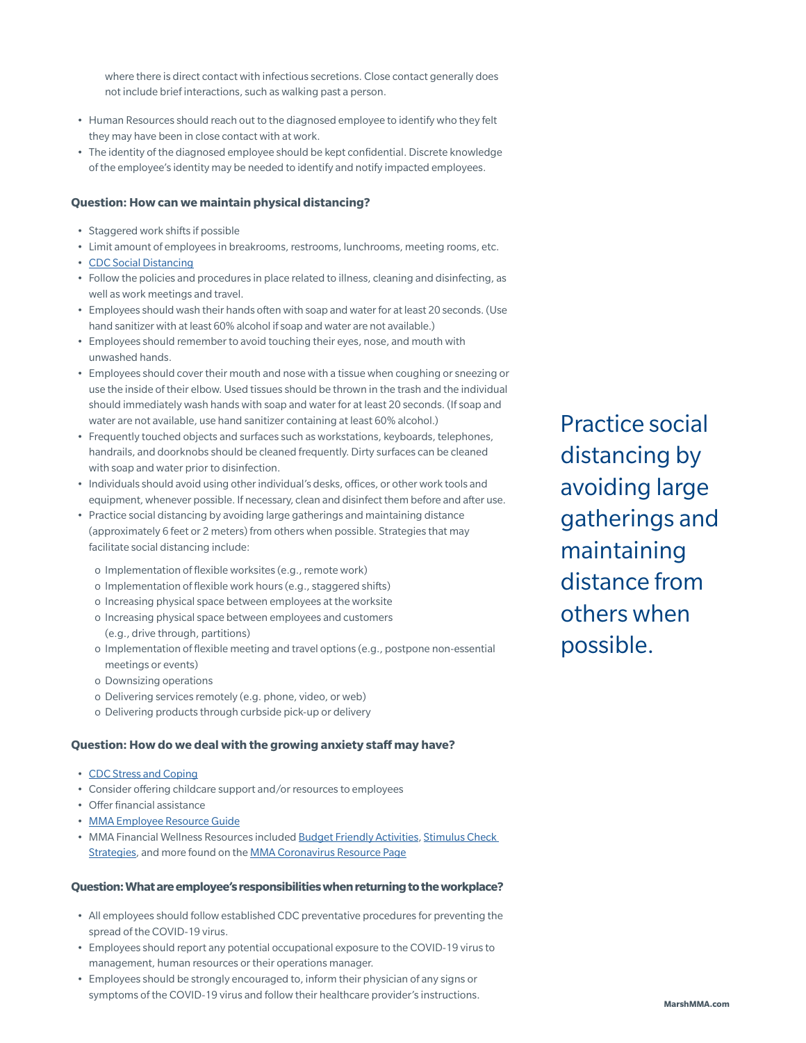where there is direct contact with infectious secretions. Close contact generally does not include brief interactions, such as walking past a person.

- Human Resources should reach out to the diagnosed employee to identify who they felt they may have been in close contact with at work.
- The identity of the diagnosed employee should be kept confidential. Discrete knowledge of the employee's identity may be needed to identify and notify impacted employees.

**Question: How can we maintain physical distancing?**

- Staggered work shifts if possible
- Limit amount of employees in breakrooms, restrooms, lunchrooms, meeting rooms, etc.
- CDC Social Distancing
- Follow the policies and procedures in place related to illness, cleaning and disinfecting, as well as work meetings and travel.
- Employees should wash their hands often with soap and water for at least 20 seconds. (Use hand sanitizer with at least 60% alcohol if soap and water are not available.)
- Employees should remember to avoid touching their eyes, nose, and mouth with unwashed hands.
- Employees should cover their mouth and nose with a tissue when coughing or sneezing or use the inside of their elbow. Used tissues should be thrown in the trash and the individual should immediately wash hands with soap and water for at least 20 seconds. (If soap and water are not available, use hand sanitizer containing at least 60% alcohol.)
- Frequently touched objects and surfaces such as workstations, keyboards, telephones, handrails, and doorknobs should be cleaned frequently. Dirty surfaces can be cleaned with soap and water prior to disinfection.
- Individuals should avoid using other individual's desks, offices, or other work tools and equipment, whenever possible. If necessary, clean and disinfect them before and after use.
- Practice social distancing by avoiding large gatherings and maintaining distance (approximately 6 feet or 2 meters) from others when possible. Strategies that may facilitate social distancing include:
  - Implementation of flexible worksites (e.g., remote work)
  - Implementation of flexible work hours (e.g., staggered shifts)
  - Increasing physical space between employees at the worksite
  - Increasing physical space between employees and customers (e.g., drive through, partitions)
  - Implementation of flexible meeting and travel options (e.g., postpone non-essential meetings or events)
  - Downsizing operations
  - Delivering services remotely (e.g. phone, video, or web)
  - Delivering products through curbside pick-up or delivery

Practice social distancing by avoiding large gatherings and maintaining distance from others when possible.

**Question: How do we deal with the growing anxiety staff may have?**

- CDC Stress and Coping
- Consider offering childcare support and/or resources to employees
- Offer financial assistance
- MMA Employee Resource Guide
- MMA Financial Wellness Resources included Budget Friendly Activities, Stimulus Check Strategies, and more found on the MMA Coronavirus Resource Page

**Question: What are employee's responsibilities when returning to the workplace?**

- All employees should follow established CDC preventative procedures for preventing the spread of the COVID-19 virus.
- Employees should report any potential occupational exposure to the COVID-19 virus to management, human resources or their operations manager.
- Employees should be strongly encouraged to, inform their physician of any signs or symptoms of the COVID-19 virus and follow their healthcare provider's instructions.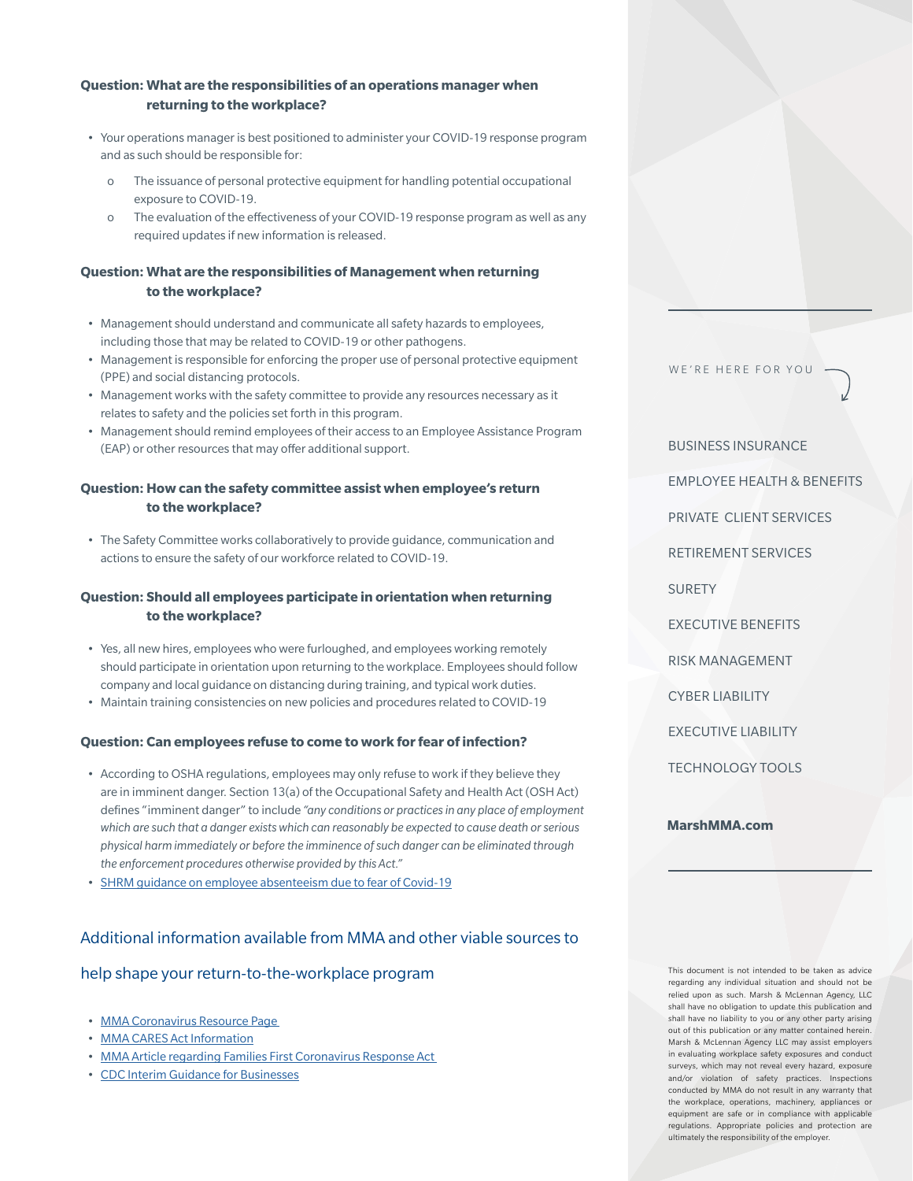**Question: What are the responsibilities of an operations manager when returning to the workplace?**

- Your operations manager is best positioned to administer your COVID-19 response program and as such should be responsible for:
  - The issuance of personal protective equipment for handling potential occupational exposure to COVID-19.
  - The evaluation of the effectiveness of your COVID-19 response program as well as any required updates if new information is released.

**Question: What are the responsibilities of Management when returning to the workplace?**

- Management should understand and communicate all safety hazards to employees, including those that may be related to COVID-19 or other pathogens.
- Management is responsible for enforcing the proper use of personal protective equipment (PPE) and social distancing protocols.
- Management works with the safety committee to provide any resources necessary as it relates to safety and the policies set forth in this program.
- Management should remind employees of their access to an Employee Assistance Program (EAP) or other resources that may offer additional support.

**Question: How can the safety committee assist when employee's return to the workplace?**

- The Safety Committee works collaboratively to provide guidance, communication and actions to ensure the safety of our workforce related to COVID-19.

**Question: Should all employees participate in orientation when returning to the workplace?**

- Yes, all new hires, employees who were furloughed, and employees working remotely should participate in orientation upon returning to the workplace. Employees should follow company and local guidance on distancing during training, and typical work duties.
- Maintain training consistencies on new policies and procedures related to COVID-19

**Question: Can employees refuse to come to work for fear of infection?**

- According to OSHA regulations, employees may only refuse to work if they believe they are in imminent danger. Section 13(a) of the Occupational Safety and Health Act (OSH Act) defines "imminent danger" to include *"any conditions or practices in any place of employment which are such that a danger exists which can reasonably be expected to cause death or serious physical harm immediately or before the imminence of such danger can be eliminated through the enforcement procedures otherwise provided by this Act."*
- SHRM guidance on employee absenteeism due to fear of Covid-19

## Additional information available from MMA and other viable sources to help shape your return-to-the-workplace program

- MMA Coronavirus Resource Page
- MMA CARES Act Information
- MMA Article regarding Families First Coronavirus Response Act
- CDC Interim Guidance for Businesses

WE'RE HERE FOR YOU

BUSINESS INSURANCE

EMPLOYEE HEALTH & BENEFITS

PRIVATE CLIENT SERVICES

RETIREMENT SERVICES

SURETY

EXECUTIVE BENEFITS

RISK MANAGEMENT

CYBER LIABILITY

EXECUTIVE LIABILITY

TECHNOLOGY TOOLS

**MarshMMA.com**

This document is not intended to be taken as advice regarding any individual situation and should not be relied upon as such. Marsh & McLennan Agency, LLC shall have no obligation to update this publication and shall have no liability to you or any other party arising out of this publication or any matter contained herein. Marsh & McLennan Agency LLC may assist employers in evaluating workplace safety exposures and conduct surveys, which may not reveal every hazard, exposure and/or violation of safety practices. Inspections conducted by MMA do not result in any warranty that the workplace, operations, machinery, appliances or equipment are safe or in compliance with applicable regulations. Appropriate policies and protection are ultimately the responsibility of the employer.